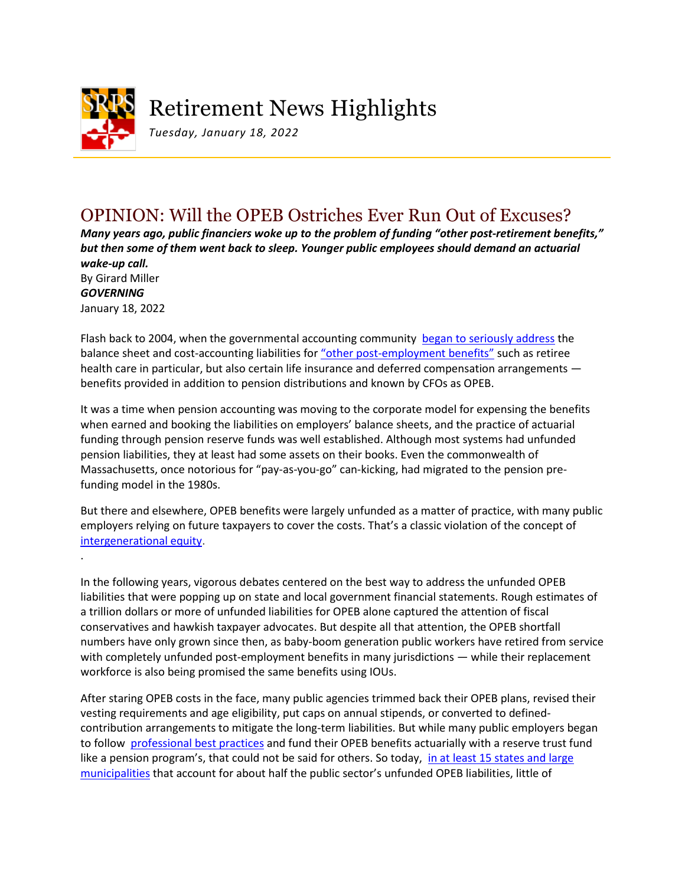# Retirement News Highlights

*Tuesday, January 18, 2022*

## OPINION: Will the OPEB Ostriches Ever Run Out of Excuses?

***Many years ago, public financiers woke up to the problem of funding "other post-retirement benefits," but then some of them went back to sleep. Younger public employees should demand an actuarial wake-up call.***

By Girard Miller
***GOVERNING***
January 18, 2022

Flash back to 2004, when the governmental accounting community began to seriously address the balance sheet and cost-accounting liabilities for "other post-employment benefits" such as retiree health care in particular, but also certain life insurance and deferred compensation arrangements — benefits provided in addition to pension distributions and known by CFOs as OPEB.

It was a time when pension accounting was moving to the corporate model for expensing the benefits when earned and booking the liabilities on employers' balance sheets, and the practice of actuarial funding through pension reserve funds was well established. Although most systems had unfunded pension liabilities, they at least had some assets on their books. Even the commonwealth of Massachusetts, once notorious for "pay-as-you-go" can-kicking, had migrated to the pension pre-funding model in the 1980s.

But there and elsewhere, OPEB benefits were largely unfunded as a matter of practice, with many public employers relying on future taxpayers to cover the costs. That's a classic violation of the concept of intergenerational equity.

In the following years, vigorous debates centered on the best way to address the unfunded OPEB liabilities that were popping up on state and local government financial statements. Rough estimates of a trillion dollars or more of unfunded liabilities for OPEB alone captured the attention of fiscal conservatives and hawkish taxpayer advocates. But despite all that attention, the OPEB shortfall numbers have only grown since then, as baby-boom generation public workers have retired from service with completely unfunded post-employment benefits in many jurisdictions — while their replacement workforce is also being promised the same benefits using IOUs.

After staring OPEB costs in the face, many public agencies trimmed back their OPEB plans, revised their vesting requirements and age eligibility, put caps on annual stipends, or converted to defined-contribution arrangements to mitigate the long-term liabilities. But while many public employers began to follow professional best practices and fund their OPEB benefits actuarially with a reserve trust fund like a pension program's, that could not be said for others. So today, in at least 15 states and large municipalities that account for about half the public sector's unfunded OPEB liabilities, little of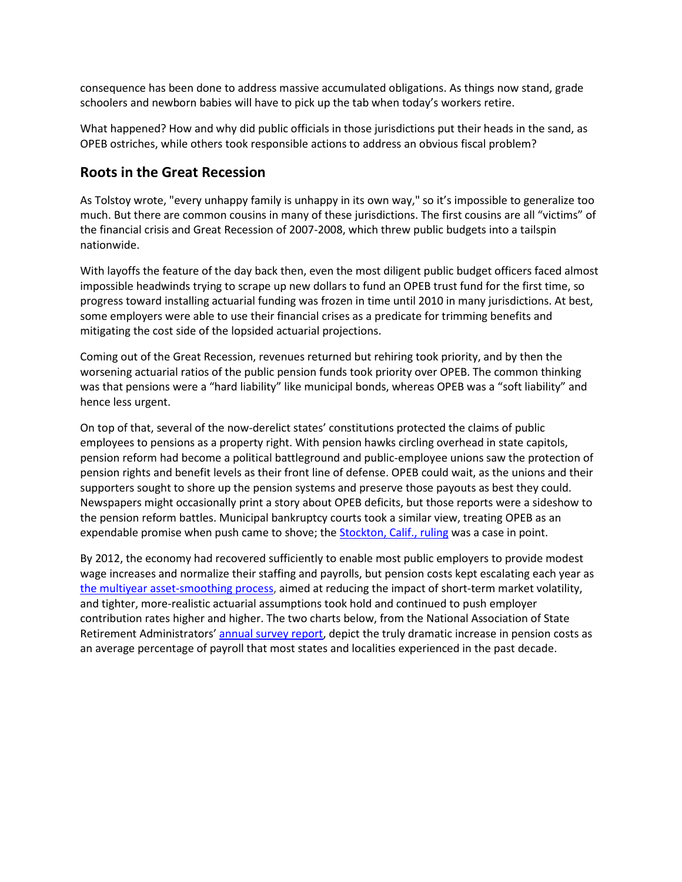consequence has been done to address massive accumulated obligations. As things now stand, grade schoolers and newborn babies will have to pick up the tab when today's workers retire.

What happened? How and why did public officials in those jurisdictions put their heads in the sand, as OPEB ostriches, while others took responsible actions to address an obvious fiscal problem?

## Roots in the Great Recession

As Tolstoy wrote, "every unhappy family is unhappy in its own way," so it's impossible to generalize too much. But there are common cousins in many of these jurisdictions. The first cousins are all "victims" of the financial crisis and Great Recession of 2007-2008, which threw public budgets into a tailspin nationwide.

With layoffs the feature of the day back then, even the most diligent public budget officers faced almost impossible headwinds trying to scrape up new dollars to fund an OPEB trust fund for the first time, so progress toward installing actuarial funding was frozen in time until 2010 in many jurisdictions. At best, some employers were able to use their financial crises as a predicate for trimming benefits and mitigating the cost side of the lopsided actuarial projections.

Coming out of the Great Recession, revenues returned but rehiring took priority, and by then the worsening actuarial ratios of the public pension funds took priority over OPEB. The common thinking was that pensions were a "hard liability" like municipal bonds, whereas OPEB was a "soft liability" and hence less urgent.

On top of that, several of the now-derelict states' constitutions protected the claims of public employees to pensions as a property right. With pension hawks circling overhead in state capitols, pension reform had become a political battleground and public-employee unions saw the protection of pension rights and benefit levels as their front line of defense. OPEB could wait, as the unions and their supporters sought to shore up the pension systems and preserve those payouts as best they could. Newspapers might occasionally print a story about OPEB deficits, but those reports were a sideshow to the pension reform battles. Municipal bankruptcy courts took a similar view, treating OPEB as an expendable promise when push came to shove; the Stockton, Calif., ruling was a case in point.

By 2012, the economy had recovered sufficiently to enable most public employers to provide modest wage increases and normalize their staffing and payrolls, but pension costs kept escalating each year as the multiyear asset-smoothing process, aimed at reducing the impact of short-term market volatility, and tighter, more-realistic actuarial assumptions took hold and continued to push employer contribution rates higher and higher. The two charts below, from the National Association of State Retirement Administrators' annual survey report, depict the truly dramatic increase in pension costs as an average percentage of payroll that most states and localities experienced in the past decade.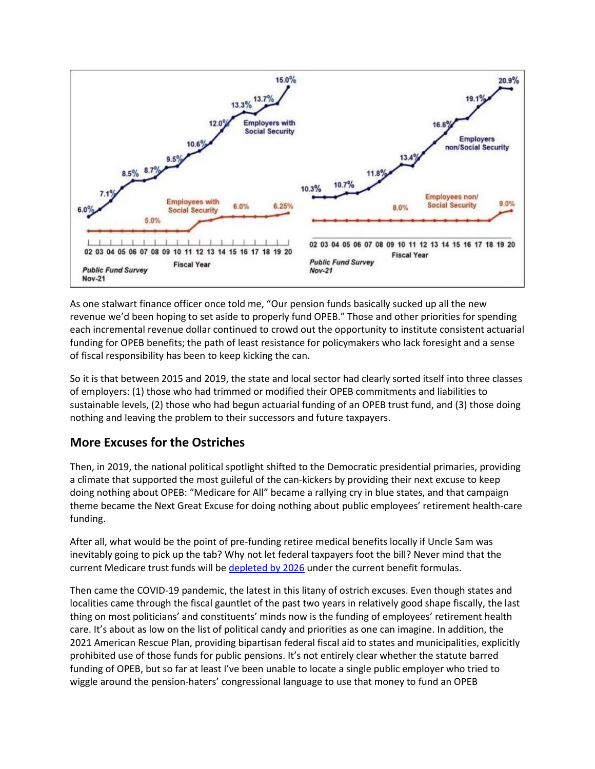As one stalwart finance officer once told me, "Our pension funds basically sucked up all the new revenue we'd been hoping to set aside to properly fund OPEB." Those and other priorities for spending each incremental revenue dollar continued to crowd out the opportunity to institute consistent actuarial funding for OPEB benefits; the path of least resistance for policymakers who lack foresight and a sense of fiscal responsibility has been to keep kicking the can.

So it is that between 2015 and 2019, the state and local sector had clearly sorted itself into three classes of employers: (1) those who had trimmed or modified their OPEB commitments and liabilities to sustainable levels, (2) those who had begun actuarial funding of an OPEB trust fund, and (3) those doing nothing and leaving the problem to their successors and future taxpayers.

## More Excuses for the Ostriches

Then, in 2019, the national political spotlight shifted to the Democratic presidential primaries, providing a climate that supported the most guileful of the can-kickers by providing their next excuse to keep doing nothing about OPEB: "Medicare for All" became a rallying cry in blue states, and that campaign theme became the Next Great Excuse for doing nothing about public employees' retirement health-care funding.

After all, what would be the point of pre-funding retiree medical benefits locally if Uncle Sam was inevitably going to pick up the tab? Why not let federal taxpayers foot the bill? Never mind that the current Medicare trust funds will be depleted by 2026 under the current benefit formulas.

Then came the COVID-19 pandemic, the latest in this litany of ostrich excuses. Even though states and localities came through the fiscal gauntlet of the past two years in relatively good shape fiscally, the last thing on most politicians' and constituents' minds now is the funding of employees' retirement health care. It's about as low on the list of political candy and priorities as one can imagine. In addition, the 2021 American Rescue Plan, providing bipartisan federal fiscal aid to states and municipalities, explicitly prohibited use of those funds for public pensions. It's not entirely clear whether the statute barred funding of OPEB, but so far at least I've been unable to locate a single public employer who tried to wiggle around the pension-haters' congressional language to use that money to fund an OPEB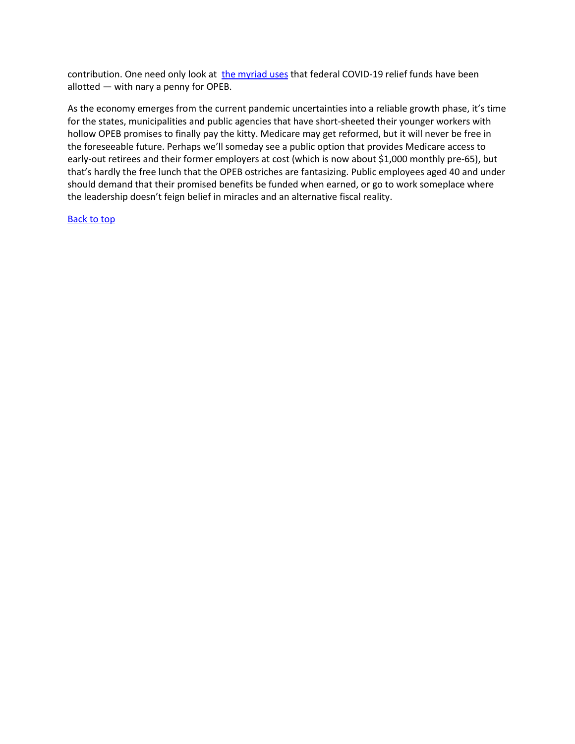contribution. One need only look at [the myriad uses] that federal COVID-19 relief funds have been allotted — with nary a penny for OPEB.

As the economy emerges from the current pandemic uncertainties into a reliable growth phase, it's time for the states, municipalities and public agencies that have short-sheeted their younger workers with hollow OPEB promises to finally pay the kitty. Medicare may get reformed, but it will never be free in the foreseeable future. Perhaps we'll someday see a public option that provides Medicare access to early-out retirees and their former employers at cost (which is now about $1,000 monthly pre-65), but that's hardly the free lunch that the OPEB ostriches are fantasizing. Public employees aged 40 and under should demand that their promised benefits be funded when earned, or go to work someplace where the leadership doesn't feign belief in miracles and an alternative fiscal reality.

Back to top